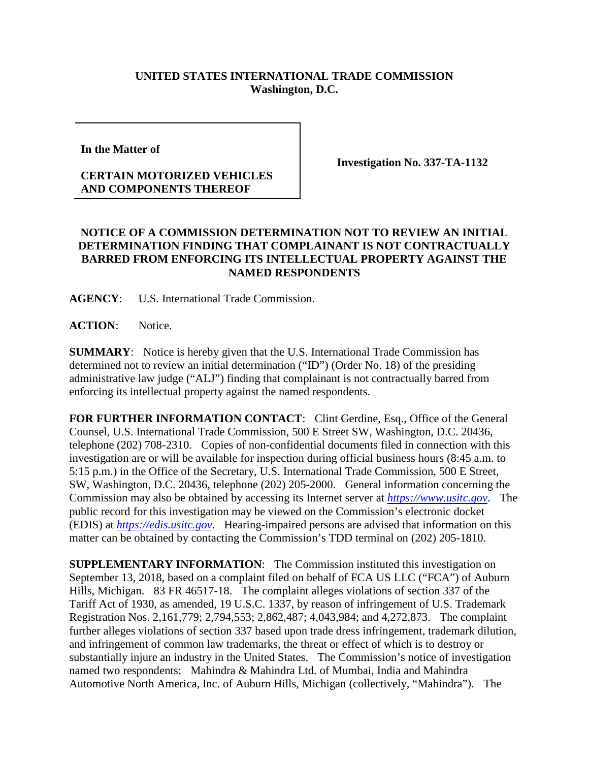**UNITED STATES INTERNATIONAL TRADE COMMISSION**
**Washington, D.C.**

| In the Matter of<br><br>**CERTAIN MOTORIZED VEHICLES AND COMPONENTS THEREOF** | **Investigation No. 337-TA-1132** |
|---|---|

**NOTICE OF A COMMISSION DETERMINATION NOT TO REVIEW AN INITIAL DETERMINATION FINDING THAT COMPLAINANT IS NOT CONTRACTUALLY BARRED FROM ENFORCING ITS INTELLECTUAL PROPERTY AGAINST THE NAMED RESPONDENTS**

**AGENCY**: U.S. International Trade Commission.

**ACTION**: Notice.

**SUMMARY**: Notice is hereby given that the U.S. International Trade Commission has determined not to review an initial determination ("ID") (Order No. 18) of the presiding administrative law judge ("ALJ") finding that complainant is not contractually barred from enforcing its intellectual property against the named respondents.

**FOR FURTHER INFORMATION CONTACT**: Clint Gerdine, Esq., Office of the General Counsel, U.S. International Trade Commission, 500 E Street SW, Washington, D.C. 20436, telephone (202) 708-2310. Copies of non-confidential documents filed in connection with this investigation are or will be available for inspection during official business hours (8:45 a.m. to 5:15 p.m.) in the Office of the Secretary, U.S. International Trade Commission, 500 E Street, SW, Washington, D.C. 20436, telephone (202) 205-2000. General information concerning the Commission may also be obtained by accessing its Internet server at *https://www.usitc.gov*. The public record for this investigation may be viewed on the Commission's electronic docket (EDIS) at *https://edis.usitc.gov*. Hearing-impaired persons are advised that information on this matter can be obtained by contacting the Commission's TDD terminal on (202) 205-1810.

**SUPPLEMENTARY INFORMATION**: The Commission instituted this investigation on September 13, 2018, based on a complaint filed on behalf of FCA US LLC ("FCA") of Auburn Hills, Michigan. 83 FR 46517-18. The complaint alleges violations of section 337 of the Tariff Act of 1930, as amended, 19 U.S.C. 1337, by reason of infringement of U.S. Trademark Registration Nos. 2,161,779; 2,794,553; 2,862,487; 4,043,984; and 4,272,873. The complaint further alleges violations of section 337 based upon trade dress infringement, trademark dilution, and infringement of common law trademarks, the threat or effect of which is to destroy or substantially injure an industry in the United States. The Commission's notice of investigation named two respondents: Mahindra & Mahindra Ltd. of Mumbai, India and Mahindra Automotive North America, Inc. of Auburn Hills, Michigan (collectively, "Mahindra"). The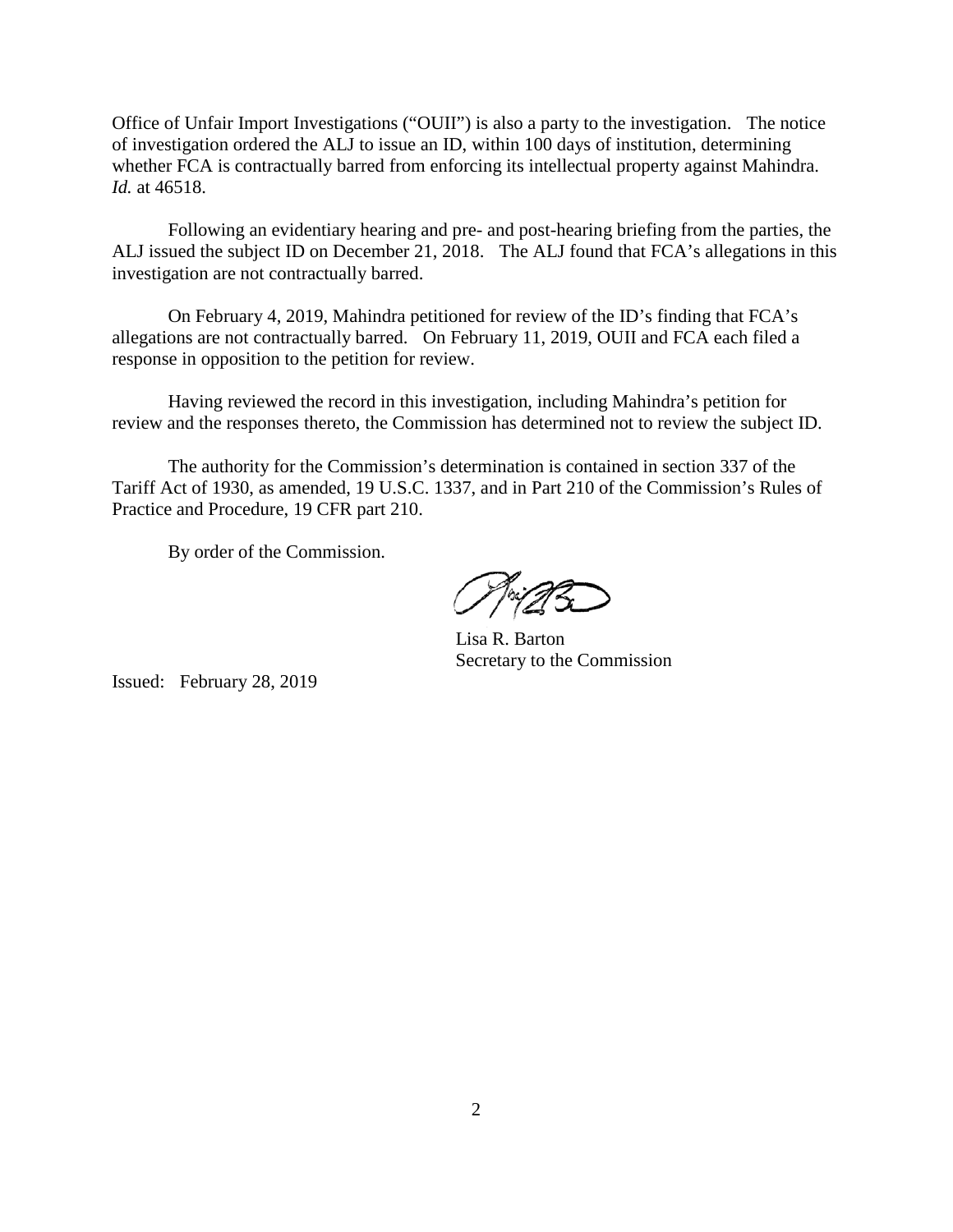Office of Unfair Import Investigations ("OUII") is also a party to the investigation. The notice of investigation ordered the ALJ to issue an ID, within 100 days of institution, determining whether FCA is contractually barred from enforcing its intellectual property against Mahindra. *Id.* at 46518.

Following an evidentiary hearing and pre- and post-hearing briefing from the parties, the ALJ issued the subject ID on December 21, 2018. The ALJ found that FCA's allegations in this investigation are not contractually barred.

On February 4, 2019, Mahindra petitioned for review of the ID's finding that FCA's allegations are not contractually barred. On February 11, 2019, OUII and FCA each filed a response in opposition to the petition for review.

Having reviewed the record in this investigation, including Mahindra's petition for review and the responses thereto, the Commission has determined not to review the subject ID.

The authority for the Commission's determination is contained in section 337 of the Tariff Act of 1930, as amended, 19 U.S.C. 1337, and in Part 210 of the Commission's Rules of Practice and Procedure, 19 CFR part 210.

By order of the Commission.

Lisa R. Barton
Secretary to the Commission

Issued: February 28, 2019